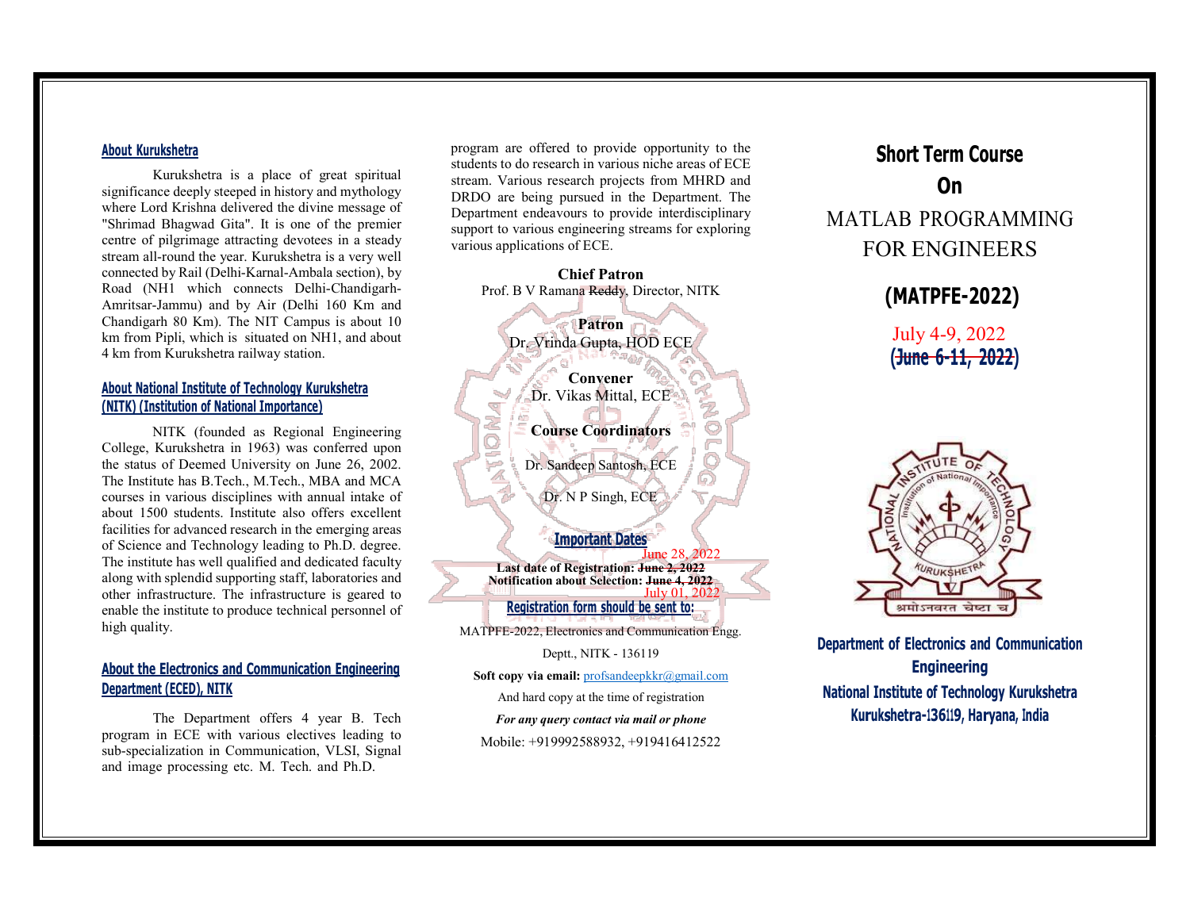## About Kurukshetra

Kurukshetra is a place of great spiritual significance deeply steeped in history and mythology where Lord Krishna delivered the divine message of "Shrimad Bhagwad Gita". It is one of the premier centre of pilgrimage attracting devotees in a steady stream all-round the year. Kurukshetra is a very well connected by Rail (Delhi-Karnal-Ambala section), by Road (NH1 which connects Delhi-Chandigarh-Amritsar-Jammu) and by Air (Delhi 160 Km and Chandigarh 80 Km). The NIT Campus is about 10 km from Pipli, which is situated on NH1, and about 4 km from Kurukshetra railway station.

## About National Institute of Technology Kurukshetra (NITK) (Institution of National Importance)

NITK (founded as Regional Engineering College, Kurukshetra in 1963) was conferred upon the status of Deemed University on June 26, 2002. The Institute has B.Tech., M.Tech., MBA and MCA courses in various disciplines with annual intake of about 1500 students. Institute also offers excellent facilities for advanced research in the emerging areas of Science and Technology leading to Ph.D. degree. The institute has well qualified and dedicated faculty along with splendid supporting staff, laboratories and other infrastructure. The infrastructure is geared to enable the institute to produce technical personnel of high quality.

## About the Electronics and Communication Engineering Department (ECED), NITK

The Department offers 4 year B. Tech program in ECE with various electives leading to sub-specialization in Communication, VLSI, Signal and image processing etc. M. Tech. and Ph.D. program are offered to provide opportunity to the students to do research in various niche areas of ECE stream. Various research projects from MHRD and DRDO are being pursued in the Department. The Department endeavours to provide interdisciplinary support to various engineering streams for exploring various applications of ECE.

**Chief Patron**

Prof. B V Ramana ~~Reddy~~, Director, NITK

**Patron**

Dr. Vrinda Gupta, HOD ECE

**Convener**

Dr. Vikas Mittal, ECE

**Course Coordinators**

Dr. Sandeep Santosh, ECE

Dr. N P Singh, ECE

## Important Dates

**Last date of Registration:** ~~**June 2, 2022**~~ June 28, 2022

**Notification about Selection:** ~~**June 4, 2022**~~ July 01, 2022

## Registration form should be sent to:

MATPFE-2022, Electronics and Communication Engg.

Deptt., NITK - 136119

**Soft copy via email:** profsandeepkkr@gmail.com

And hard copy at the time of registration

***For any query contact via mail or phone***

Mobile: +919992588932, +919416412522

# Short Term Course On MATLAB PROGRAMMING FOR ENGINEERS

## (MATPFE-2022)

July 4-9, 2022

(~~June 6-11, 2022~~)

**Department of Electronics and Communication Engineering**

**National Institute of Technology Kurukshetra**

**Kurukshetra-136119, Haryana, India**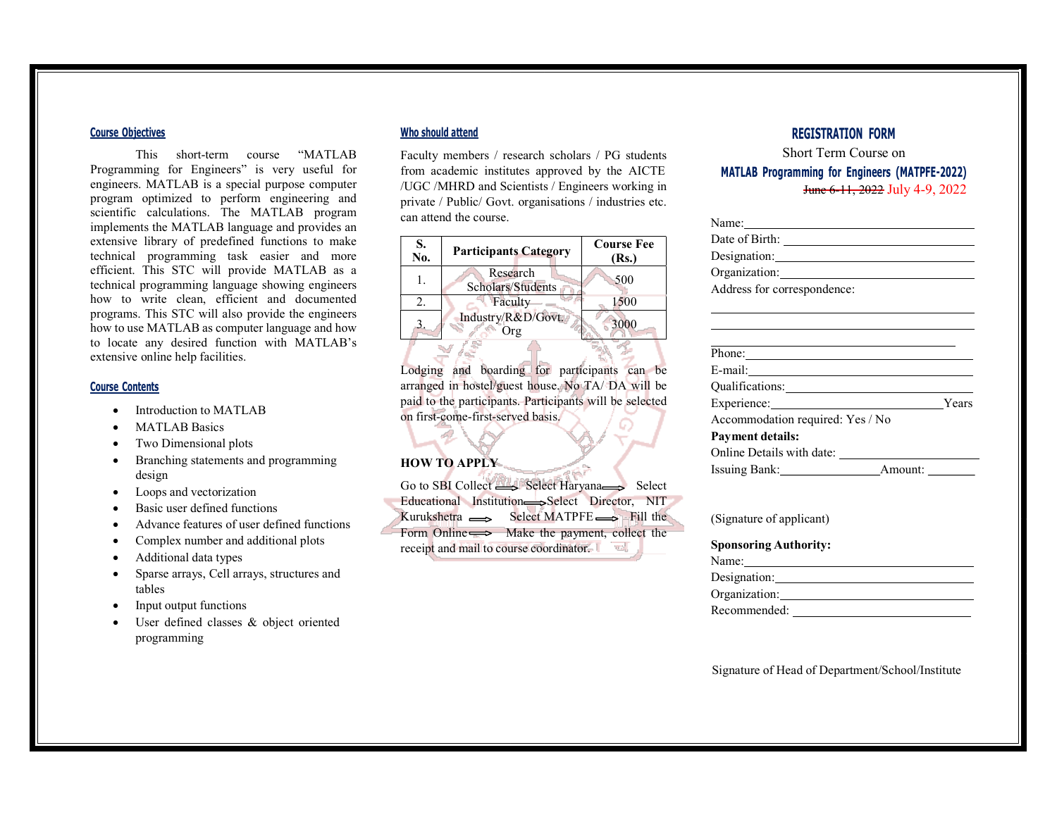## Course Objectives

This short-term course "MATLAB Programming for Engineers" is very useful for engineers. MATLAB is a special purpose computer program optimized to perform engineering and scientific calculations. The MATLAB program implements the MATLAB language and provides an extensive library of predefined functions to make technical programming task easier and more efficient. This STC will provide MATLAB as a technical programming language showing engineers how to write clean, efficient and documented programs. This STC will also provide the engineers how to use MATLAB as computer language and how to locate any desired function with MATLAB's extensive online help facilities.

## Course Contents

- Introduction to MATLAB
- MATLAB Basics
- Two Dimensional plots
- Branching statements and programming design
- Loops and vectorization
- Basic user defined functions
- Advance features of user defined functions
- Complex number and additional plots
- Additional data types
- Sparse arrays, Cell arrays, structures and tables
- Input output functions
- User defined classes & object oriented programming

## Who should attend

Faculty members / research scholars / PG students from academic institutes approved by the AICTE /UGC /MHRD and Scientists / Engineers working in private / Public/ Govt. organisations / industries etc. can attend the course.

| S. No. | Participants Category | Course Fee (Rs.) |
|---|---|---|
| 1. | Research Scholars/Students | 500 |
| 2. | Faculty | 1500 |
| 3. | Industry/R&D/Govt. Org | 3000 |

Lodging and boarding for participants can be arranged in hostel/guest house. No TA/ DA will be paid to the participants. Participants will be selected on first-come-first-served basis.

**HOW TO APPLY**

Go to SBI Collect ⟹ Select Haryana ⟹ Select Educational Institution ⟹ Select Director, NIT Kurukshetra ⟹ Select MATPFE ⟹ Fill the Form Online ⟹ Make the payment, collect the receipt and mail to course coordinator.

## REGISTRATION FORM

Short Term Course on

**MATLAB Programming for Engineers (MATPFE-2022)**

~~June 6-11, 2022~~ July 4-9, 2022

Name: ____________________

Date of Birth: ____________________

Designation: ____________________

Organization: ____________________

Address for correspondence:

____________________

____________________

____________________

Phone: ____________________

E-mail: ____________________

Qualifications: ____________________

Experience: ____________________ Years

Accommodation required: Yes / No

**Payment details:**

Online Details with date: ____________________

Issuing Bank: ____________ Amount: ________

(Signature of applicant)

**Sponsoring Authority:**

Name: ____________________

Designation: ____________________

Organization: ____________________

Recommended: ____________________

Signature of Head of Department/School/Institute